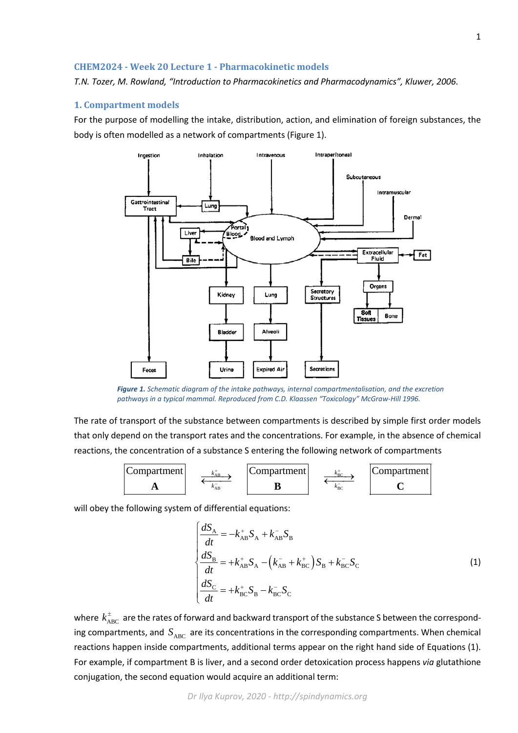### CHEM2024 - Week 20 Lecture 1 - Pharmacokinetic models

*T.N. Tozer, M. Rowland, "Introduction to Pharmacokinetics and Pharmacodynamics", Kluwer, 2006.*

#### 1. Compartment models

For the purpose of modelling the intake, distribution, action, and elimination of foreign substances, the body is often modelled as a network of compartments (Figure 1).

***Figure 1.*** *Schematic diagram of the intake pathways, internal compartmentalisation, and the excretion pathways in a typical mammal. Reproduced from C.D. Klaassen "Toxicology" McGraw-Hill 1996.*

The rate of transport of the substance between compartments is described by simple first order models that only depend on the transport rates and the concentrations. For example, in the absence of chemical reactions, the concentration of a substance S entering the following network of compartments

$$\boxed{\text{Compartment } \mathbf{A}} \underset{k_{AB}^{-}}{\overset{k_{AB}^{+}}{\rightleftarrows}} \boxed{\text{Compartment } \mathbf{B}} \underset{k_{BC}^{-}}{\overset{k_{BC}^{+}}{\rightleftarrows}} \boxed{\text{Compartment } \mathbf{C}}$$

will obey the following system of differential equations:

$$\begin{cases} \dfrac{dS_A}{dt} = -k_{AB}^{+} S_A + k_{AB}^{-} S_B \\ \dfrac{dS_B}{dt} = +k_{AB}^{+} S_A - \left(k_{AB}^{-} + k_{BC}^{+}\right) S_B + k_{BC}^{-} S_C \\ \dfrac{dS_C}{dt} = +k_{BC}^{+} S_B - k_{BC}^{-} S_C \end{cases} \tag{1}$$

where $k_{ABC}^{\pm}$ are the rates of forward and backward transport of the substance S between the corresponding compartments, and $S_{ABC}$ are its concentrations in the corresponding compartments. When chemical reactions happen inside compartments, additional terms appear on the right hand side of Equations (1). For example, if compartment B is liver, and a second order detoxication process happens *via* glutathione conjugation, the second equation would acquire an additional term: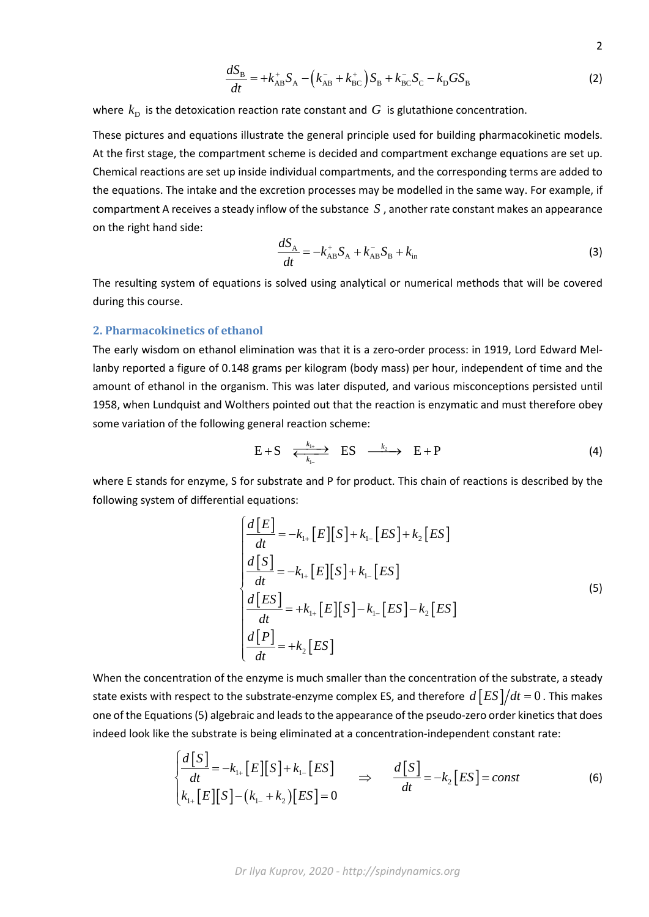$$\frac{dS_{\mathrm{B}}}{dt} = +k_{\mathrm{AB}}^{+} S_{\mathrm{A}} - \left( k_{\mathrm{AB}}^{-} + k_{\mathrm{BC}}^{+} \right) S_{\mathrm{B}} + k_{\mathrm{BC}}^{-} S_{\mathrm{C}} - k_{\mathrm{D}} G S_{\mathrm{B}} \tag{2}$$

where $k_{\mathrm{D}}$ is the detoxication reaction rate constant and $G$ is glutathione concentration.

These pictures and equations illustrate the general principle used for building pharmacokinetic models. At the first stage, the compartment scheme is decided and compartment exchange equations are set up. Chemical reactions are set up inside individual compartments, and the corresponding terms are added to the equations. The intake and the excretion processes may be modelled in the same way. For example, if compartment A receives a steady inflow of the substance $S$, another rate constant makes an appearance on the right hand side:

$$\frac{dS_{\mathrm{A}}}{dt} = -k_{\mathrm{AB}}^{+} S_{\mathrm{A}} + k_{\mathrm{AB}}^{-} S_{\mathrm{B}} + k_{\mathrm{in}} \tag{3}$$

The resulting system of equations is solved using analytical or numerical methods that will be covered during this course.

## 2. Pharmacokinetics of ethanol

The early wisdom on ethanol elimination was that it is a zero-order process: in 1919, Lord Edward Mellanby reported a figure of 0.148 grams per kilogram (body mass) per hour, independent of time and the amount of ethanol in the organism. This was later disputed, and various misconceptions persisted until 1958, when Lundquist and Wolthers pointed out that the reaction is enzymatic and must therefore obey some variation of the following general reaction scheme:

$$\mathrm{E} + \mathrm{S} \underset{k_{1-}}{\overset{k_{1+}}{\rightleftarrows}} \mathrm{ES} \xrightarrow{k_2} \mathrm{E} + \mathrm{P} \tag{4}$$

where E stands for enzyme, S for substrate and P for product. This chain of reactions is described by the following system of differential equations:

$$\begin{cases} \dfrac{d[E]}{dt} = -k_{1+}[E][S] + k_{1-}[ES] + k_2[ES] \\ \dfrac{d[S]}{dt} = -k_{1+}[E][S] + k_{1-}[ES] \\ \dfrac{d[ES]}{dt} = +k_{1+}[E][S] - k_{1-}[ES] - k_2[ES] \\ \dfrac{d[P]}{dt} = +k_2[ES] \end{cases} \tag{5}$$

When the concentration of the enzyme is much smaller than the concentration of the substrate, a steady state exists with respect to the substrate-enzyme complex ES, and therefore $d[ES]/dt = 0$. This makes one of the Equations (5) algebraic and leads to the appearance of the pseudo-zero order kinetics that does indeed look like the substrate is being eliminated at a concentration-independent constant rate:

$$\begin{cases} \dfrac{d[S]}{dt} = -k_{1+}[E][S] + k_{1-}[ES] \\ k_{1+}[E][S] - (k_{1-} + k_2)[ES] = 0 \end{cases} \quad \Rightarrow \quad \frac{d[S]}{dt} = -k_2[ES] = const \tag{6}$$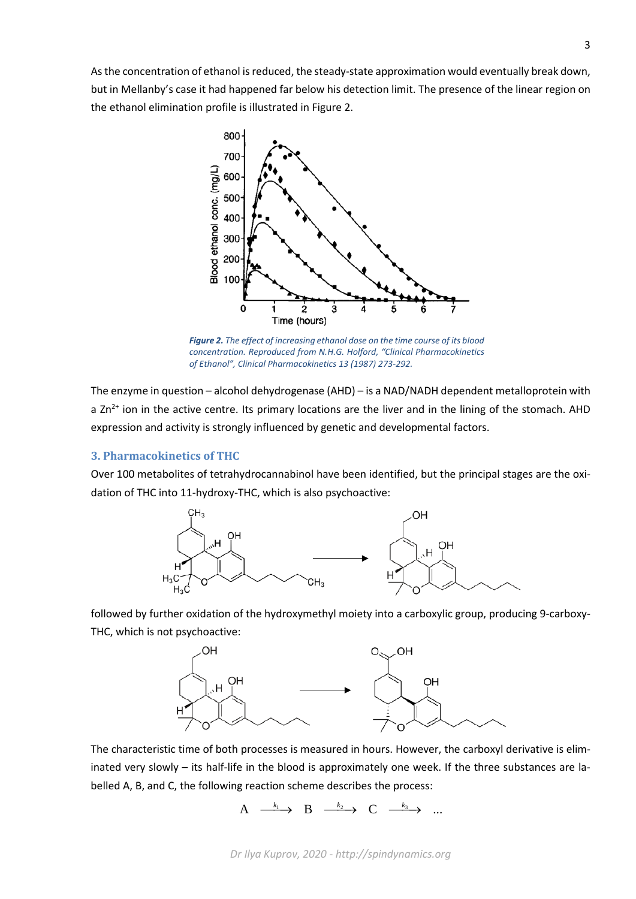As the concentration of ethanol is reduced, the steady-state approximation would eventually break down, but in Mellanby's case it had happened far below his detection limit. The presence of the linear region on the ethanol elimination profile is illustrated in Figure 2.

***Figure 2.*** *The effect of increasing ethanol dose on the time course of its blood concentration. Reproduced from N.H.G. Holford, "Clinical Pharmacokinetics of Ethanol", Clinical Pharmacokinetics 13 (1987) 273-292.*

The enzyme in question – alcohol dehydrogenase (AHD) – is a NAD/NADH dependent metalloprotein with a $Zn^{2+}$ ion in the active centre. Its primary locations are the liver and in the lining of the stomach. AHD expression and activity is strongly influenced by genetic and developmental factors.

## 3. Pharmacokinetics of THC

Over 100 metabolites of tetrahydrocannabinol have been identified, but the principal stages are the oxidation of THC into 11-hydroxy-THC, which is also psychoactive:

followed by further oxidation of the hydroxymethyl moiety into a carboxylic group, producing 9-carboxy-THC, which is not psychoactive:

The characteristic time of both processes is measured in hours. However, the carboxyl derivative is eliminated very slowly – its half-life in the blood is approximately one week. If the three substances are labelled A, B, and C, the following reaction scheme describes the process:

$$\mathrm{A} \xrightarrow{k_1} \mathrm{B} \xrightarrow{k_2} \mathrm{C} \xrightarrow{k_3} \ldots$$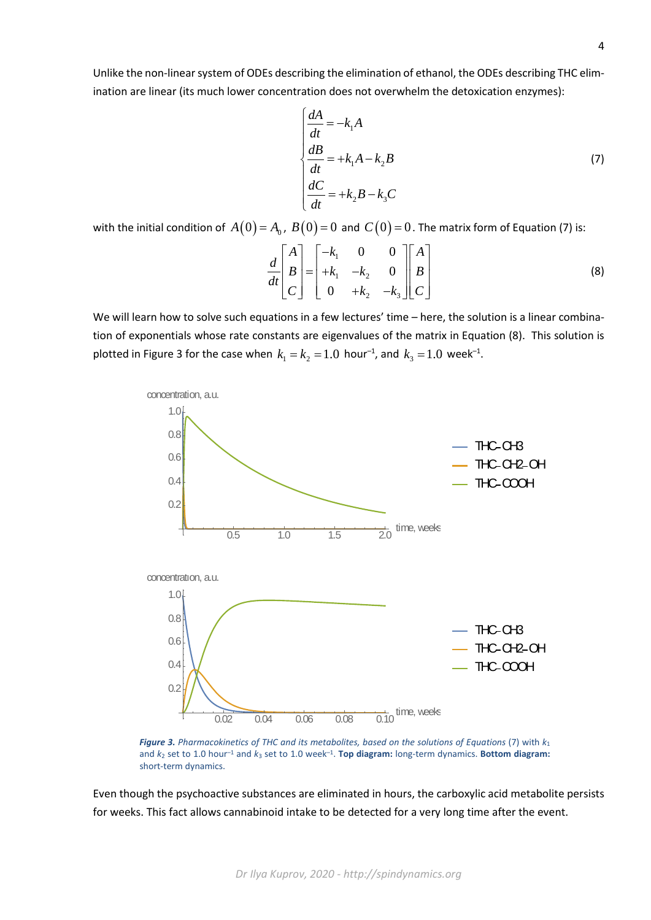Unlike the non-linear system of ODEs describing the elimination of ethanol, the ODEs describing THC elimination are linear (its much lower concentration does not overwhelm the detoxication enzymes):

$$\begin{cases} \dfrac{dA}{dt} = -k_1 A \\ \dfrac{dB}{dt} = +k_1 A - k_2 B \\ \dfrac{dC}{dt} = +k_2 B - k_3 C \end{cases} \tag{7}$$

with the initial condition of $A(0) = A_0$, $B(0) = 0$ and $C(0) = 0$. The matrix form of Equation (7) is:

$$\frac{d}{dt}\begin{bmatrix} A \\ B \\ C \end{bmatrix} = \begin{bmatrix} -k_1 & 0 & 0 \\ +k_1 & -k_2 & 0 \\ 0 & +k_2 & -k_3 \end{bmatrix} \begin{bmatrix} A \\ B \\ C \end{bmatrix} \tag{8}$$

We will learn how to solve such equations in a few lectures' time – here, the solution is a linear combination of exponentials whose rate constants are eigenvalues of the matrix in Equation (8). This solution is plotted in Figure 3 for the case when $k_1 = k_2 = 1.0$ hour$^{-1}$, and $k_3 = 1.0$ week$^{-1}$.

concentration, a.u.
1.0
0.8
0.6
0.4
0.2
0.5
1.0
1.5
2.0
time, weeks
THC-CH3
THC-CH2-OH
THC-COOH

concentration, a.u.
1.0
0.8
0.6
0.4
0.2
0.02
0.04
0.06
0.08
0.10
time, weeks
THC-CH3
THC-CH2-OH
THC-COOH

***Figure 3.*** *Pharmacokinetics of THC and its metabolites, based on the solutions of Equations* (7) with $k_1$ and $k_2$ set to 1.0 hour$^{-1}$ and $k_3$ set to 1.0 week$^{-1}$. **Top diagram:** long-term dynamics. **Bottom diagram:** short-term dynamics.

Even though the psychoactive substances are eliminated in hours, the carboxylic acid metabolite persists for weeks. This fact allows cannabinoid intake to be detected for a very long time after the event.